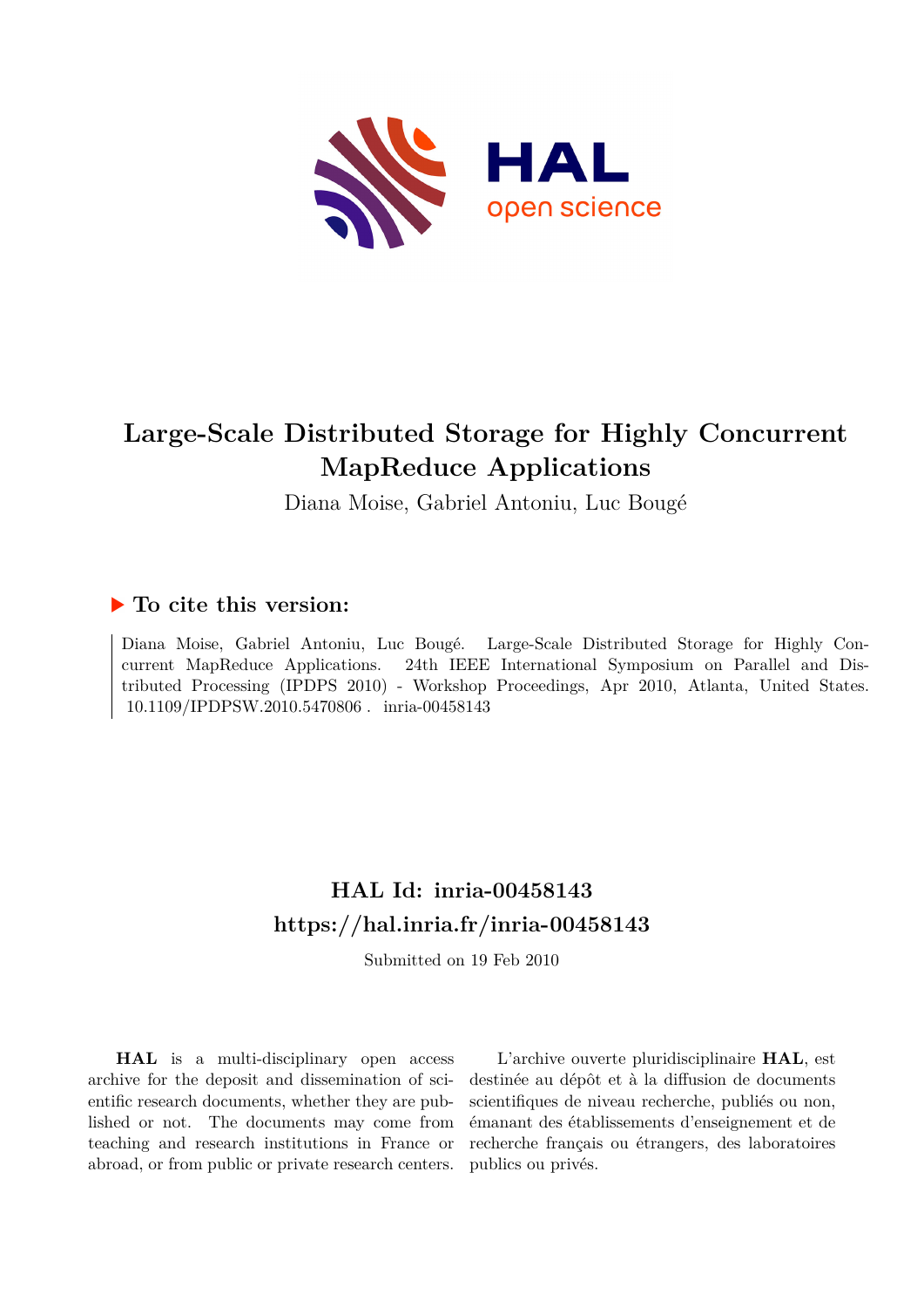# Large-Scale Distributed Storage for Highly Concurrent MapReduce Applications

Diana Moise, Gabriel Antoniu, Luc Bougé

## ▶ To cite this version:

Diana Moise, Gabriel Antoniu, Luc Bougé. Large-Scale Distributed Storage for Highly Concurrent MapReduce Applications. 24th IEEE International Symposium on Parallel and Distributed Processing (IPDPS 2010) - Workshop Proceedings, Apr 2010, Atlanta, United States. 10.1109/IPDPSW.2010.5470806 . inria-00458143

## HAL Id: inria-00458143

## https://hal.inria.fr/inria-00458143

Submitted on 19 Feb 2010

**HAL** is a multi-disciplinary open access archive for the deposit and dissemination of scientific research documents, whether they are published or not. The documents may come from teaching and research institutions in France or abroad, or from public or private research centers.

L'archive ouverte pluridisciplinaire **HAL**, est destinée au dépôt et à la diffusion de documents scientifiques de niveau recherche, publiés ou non, émanant des établissements d'enseignement et de recherche français ou étrangers, des laboratoires publics ou privés.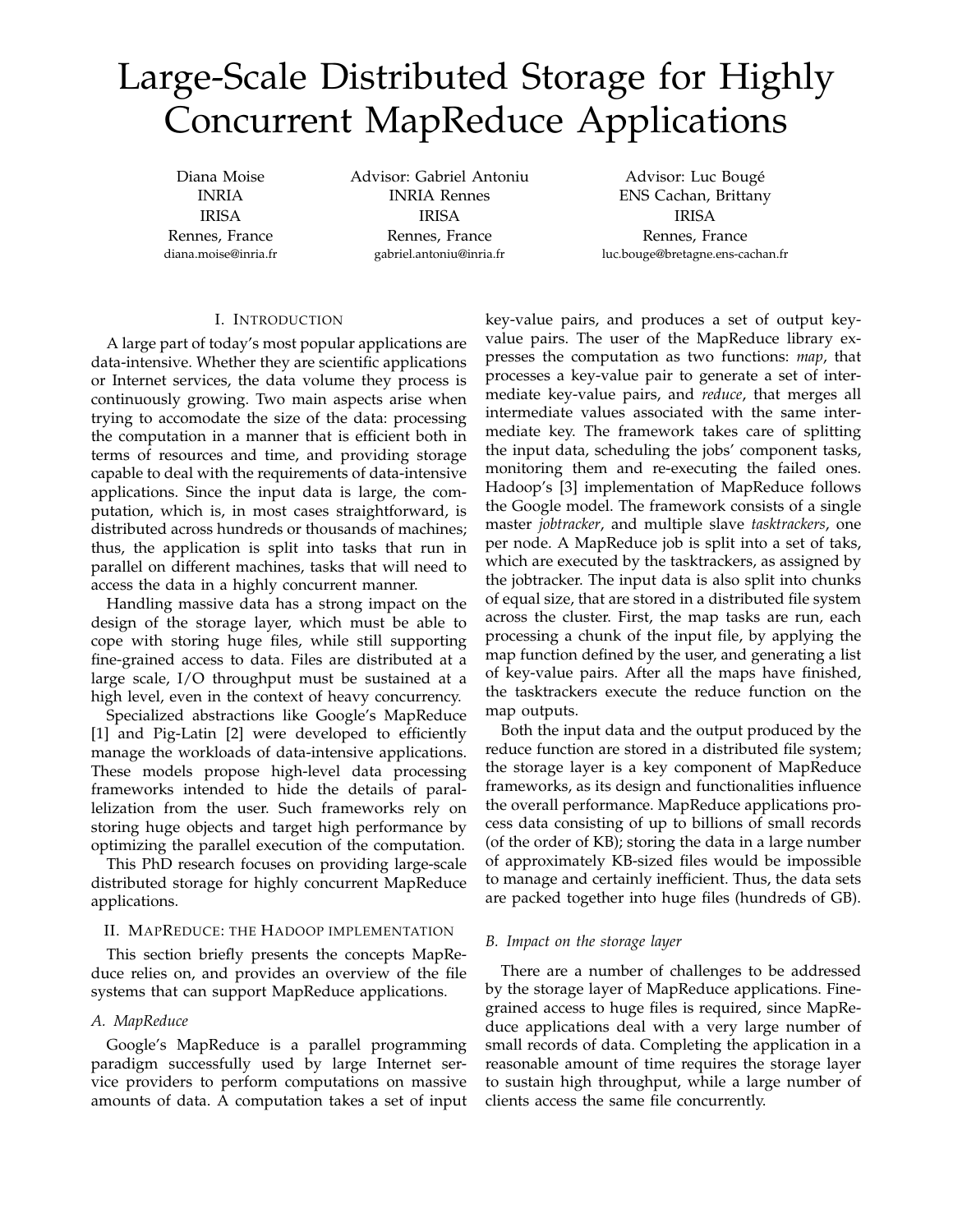# Large-Scale Distributed Storage for Highly Concurrent MapReduce Applications

Diana Moise
INRIA
IRISA
Rennes, France
diana.moise@inria.fr

Advisor: Gabriel Antoniu
INRIA Rennes
IRISA
Rennes, France
gabriel.antoniu@inria.fr

Advisor: Luc Bougé
ENS Cachan, Brittany
IRISA
Rennes, France
luc.bouge@bretagne.ens-cachan.fr

## I. Introduction

A large part of today's most popular applications are data-intensive. Whether they are scientific applications or Internet services, the data volume they process is continuously growing. Two main aspects arise when trying to accomodate the size of the data: processing the computation in a manner that is efficient both in terms of resources and time, and providing storage capable to deal with the requirements of data-intensive applications. Since the input data is large, the computation, which is, in most cases straightforward, is distributed across hundreds or thousands of machines; thus, the application is split into tasks that run in parallel on different machines, tasks that will need to access the data in a highly concurrent manner.

Handling massive data has a strong impact on the design of the storage layer, which must be able to cope with storing huge files, while still supporting fine-grained access to data. Files are distributed at a large scale, I/O throughput must be sustained at a high level, even in the context of heavy concurrency.

Specialized abstractions like Google's MapReduce [1] and Pig-Latin [2] were developed to efficiently manage the workloads of data-intensive applications. These models propose high-level data processing frameworks intended to hide the details of parallelization from the user. Such frameworks rely on storing huge objects and target high performance by optimizing the parallel execution of the computation.

This PhD research focuses on providing large-scale distributed storage for highly concurrent MapReduce applications.

## II. MapReduce: the Hadoop implementation

This section briefly presents the concepts MapReduce relies on, and provides an overview of the file systems that can support MapReduce applications.

### A. MapReduce

Google's MapReduce is a parallel programming paradigm successfully used by large Internet service providers to perform computations on massive amounts of data. A computation takes a set of input key-value pairs, and produces a set of output key-value pairs. The user of the MapReduce library expresses the computation as two functions: *map*, that processes a key-value pair to generate a set of intermediate key-value pairs, and *reduce*, that merges all intermediate values associated with the same intermediate key. The framework takes care of splitting the input data, scheduling the jobs' component tasks, monitoring them and re-executing the failed ones. Hadoop's [3] implementation of MapReduce follows the Google model. The framework consists of a single master *jobtracker*, and multiple slave *tasktrackers*, one per node. A MapReduce job is split into a set of taks, which are executed by the tasktrackers, as assigned by the jobtracker. The input data is also split into chunks of equal size, that are stored in a distributed file system across the cluster. First, the map tasks are run, each processing a chunk of the input file, by applying the map function defined by the user, and generating a list of key-value pairs. After all the maps have finished, the tasktrackers execute the reduce function on the map outputs.

Both the input data and the output produced by the reduce function are stored in a distributed file system; the storage layer is a key component of MapReduce frameworks, as its design and functionalities influence the overall performance. MapReduce applications process data consisting of up to billions of small records (of the order of KB); storing the data in a large number of approximately KB-sized files would be impossible to manage and certainly inefficient. Thus, the data sets are packed together into huge files (hundreds of GB).

### B. Impact on the storage layer

There are a number of challenges to be addressed by the storage layer of MapReduce applications. Fine-grained access to huge files is required, since MapReduce applications deal with a very large number of small records of data. Completing the application in a reasonable amount of time requires the storage layer to sustain high throughput, while a large number of clients access the same file concurrently.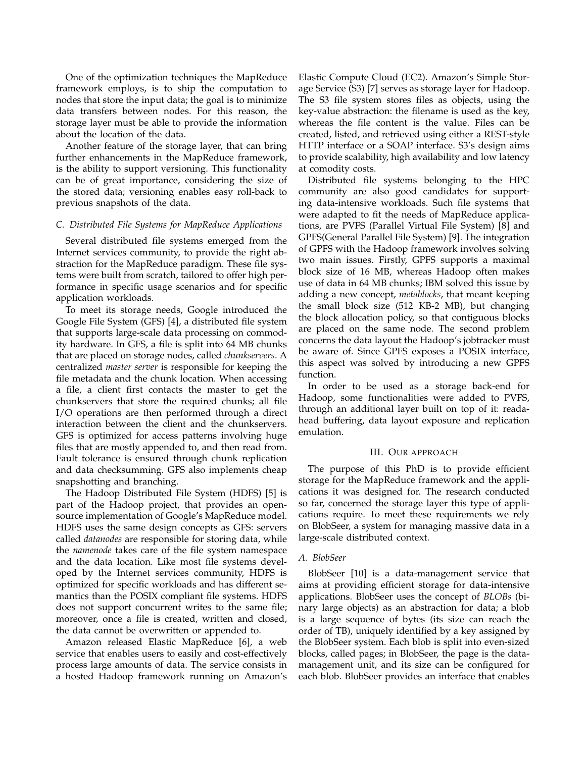One of the optimization techniques the MapReduce framework employs, is to ship the computation to nodes that store the input data; the goal is to minimize data transfers between nodes. For this reason, the storage layer must be able to provide the information about the location of the data.

Another feature of the storage layer, that can bring further enhancements in the MapReduce framework, is the ability to support versioning. This functionality can be of great importance, considering the size of the stored data; versioning enables easy roll-back to previous snapshots of the data.

### C. Distributed File Systems for MapReduce Applications

Several distributed file systems emerged from the Internet services community, to provide the right abstraction for the MapReduce paradigm. These file systems were built from scratch, tailored to offer high performance in specific usage scenarios and for specific application workloads.

To meet its storage needs, Google introduced the Google File System (GFS) [4], a distributed file system that supports large-scale data processing on commodity hardware. In GFS, a file is split into 64 MB chunks that are placed on storage nodes, called *chunkservers*. A centralized *master server* is responsible for keeping the file metadata and the chunk location. When accessing a file, a client first contacts the master to get the chunkservers that store the required chunks; all file I/O operations are then performed through a direct interaction between the client and the chunkservers. GFS is optimized for access patterns involving huge files that are mostly appended to, and then read from. Fault tolerance is ensured through chunk replication and data checksumming. GFS also implements cheap snapshotting and branching.

The Hadoop Distributed File System (HDFS) [5] is part of the Hadoop project, that provides an open-source implementation of Google's MapReduce model. HDFS uses the same design concepts as GFS: servers called *datanodes* are responsible for storing data, while the *namenode* takes care of the file system namespace and the data location. Like most file systems developed by the Internet services community, HDFS is optimized for specific workloads and has different semantics than the POSIX compliant file systems. HDFS does not support concurrent writes to the same file; moreover, once a file is created, written and closed, the data cannot be overwritten or appended to.

Amazon released Elastic MapReduce [6], a web service that enables users to easily and cost-effectively process large amounts of data. The service consists in a hosted Hadoop framework running on Amazon's Elastic Compute Cloud (EC2). Amazon's Simple Storage Service (S3) [7] serves as storage layer for Hadoop. The S3 file system stores files as objects, using the key-value abstraction: the filename is used as the key, whereas the file content is the value. Files can be created, listed, and retrieved using either a REST-style HTTP interface or a SOAP interface. S3's design aims to provide scalability, high availability and low latency at comodity costs.

Distributed file systems belonging to the HPC community are also good candidates for supporting data-intensive workloads. Such file systems that were adapted to fit the needs of MapReduce applications, are PVFS (Parallel Virtual File System) [8] and GPFS(General Parallel File System) [9]. The integration of GPFS with the Hadoop framework involves solving two main issues. Firstly, GPFS supports a maximal block size of 16 MB, whereas Hadoop often makes use of data in 64 MB chunks; IBM solved this issue by adding a new concept, *metablocks*, that meant keeping the small block size (512 KB-2 MB), but changing the block allocation policy, so that contiguous blocks are placed on the same node. The second problem concerns the data layout the Hadoop's jobtracker must be aware of. Since GPFS exposes a POSIX interface, this aspect was solved by introducing a new GPFS function.

In order to be used as a storage back-end for Hadoop, some functionalities were added to PVFS, through an additional layer built on top of it: readahead buffering, data layout exposure and replication emulation.

## III. Our approach

The purpose of this PhD is to provide efficient storage for the MapReduce framework and the applications it was designed for. The research conducted so far, concerned the storage layer this type of applications require. To meet these requirements we rely on BlobSeer, a system for managing massive data in a large-scale distributed context.

### A. BlobSeer

BlobSeer [10] is a data-management service that aims at providing efficient storage for data-intensive applications. BlobSeer uses the concept of *BLOBs* (binary large objects) as an abstraction for data; a blob is a large sequence of bytes (its size can reach the order of TB), uniquely identified by a key assigned by the BlobSeer system. Each blob is split into even-sized blocks, called pages; in BlobSeer, the page is the data-management unit, and its size can be configured for each blob. BlobSeer provides an interface that enables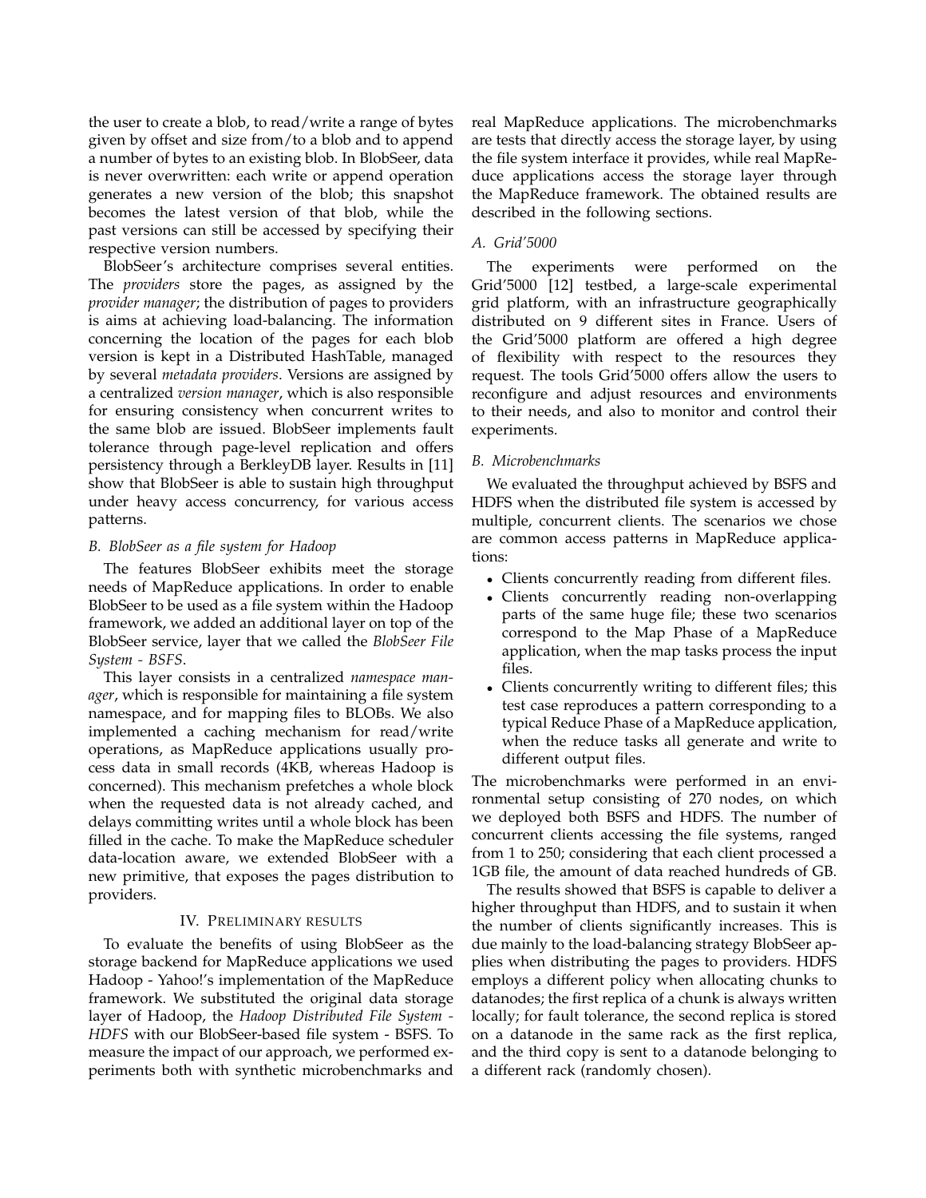the user to create a blob, to read/write a range of bytes given by offset and size from/to a blob and to append a number of bytes to an existing blob. In BlobSeer, data is never overwritten: each write or append operation generates a new version of the blob; this snapshot becomes the latest version of that blob, while the past versions can still be accessed by specifying their respective version numbers.

BlobSeer's architecture comprises several entities. The *providers* store the pages, as assigned by the *provider manager*; the distribution of pages to providers is aims at achieving load-balancing. The information concerning the location of the pages for each blob version is kept in a Distributed HashTable, managed by several *metadata providers*. Versions are assigned by a centralized *version manager*, which is also responsible for ensuring consistency when concurrent writes to the same blob are issued. BlobSeer implements fault tolerance through page-level replication and offers persistency through a BerkleyDB layer. Results in [11] show that BlobSeer is able to sustain high throughput under heavy access concurrency, for various access patterns.

### B. BlobSeer as a file system for Hadoop

The features BlobSeer exhibits meet the storage needs of MapReduce applications. In order to enable BlobSeer to be used as a file system within the Hadoop framework, we added an additional layer on top of the BlobSeer service, layer that we called the *BlobSeer File System - BSFS*.

This layer consists in a centralized *namespace manager*, which is responsible for maintaining a file system namespace, and for mapping files to BLOBs. We also implemented a caching mechanism for read/write operations, as MapReduce applications usually process data in small records (4KB, whereas Hadoop is concerned). This mechanism prefetches a whole block when the requested data is not already cached, and delays committing writes until a whole block has been filled in the cache. To make the MapReduce scheduler data-location aware, we extended BlobSeer with a new primitive, that exposes the pages distribution to providers.

## IV. Preliminary results

To evaluate the benefits of using BlobSeer as the storage backend for MapReduce applications we used Hadoop - Yahoo!'s implementation of the MapReduce framework. We substituted the original data storage layer of Hadoop, the *Hadoop Distributed File System - HDFS* with our BlobSeer-based file system - BSFS. To measure the impact of our approach, we performed experiments both with synthetic microbenchmarks and real MapReduce applications. The microbenchmarks are tests that directly access the storage layer, by using the file system interface it provides, while real MapReduce applications access the storage layer through the MapReduce framework. The obtained results are described in the following sections.

### A. Grid'5000

The experiments were performed on the Grid'5000 [12] testbed, a large-scale experimental grid platform, with an infrastructure geographically distributed on 9 different sites in France. Users of the Grid'5000 platform are offered a high degree of flexibility with respect to the resources they request. The tools Grid'5000 offers allow the users to reconfigure and adjust resources and environments to their needs, and also to monitor and control their experiments.

### B. Microbenchmarks

We evaluated the throughput achieved by BSFS and HDFS when the distributed file system is accessed by multiple, concurrent clients. The scenarios we chose are common access patterns in MapReduce applications:

- Clients concurrently reading from different files.
- Clients concurrently reading non-overlapping parts of the same huge file; these two scenarios correspond to the Map Phase of a MapReduce application, when the map tasks process the input files.
- Clients concurrently writing to different files; this test case reproduces a pattern corresponding to a typical Reduce Phase of a MapReduce application, when the reduce tasks all generate and write to different output files.

The microbenchmarks were performed in an environmental setup consisting of 270 nodes, on which we deployed both BSFS and HDFS. The number of concurrent clients accessing the file systems, ranged from 1 to 250; considering that each client processed a 1GB file, the amount of data reached hundreds of GB.

The results showed that BSFS is capable to deliver a higher throughput than HDFS, and to sustain it when the number of clients significantly increases. This is due mainly to the load-balancing strategy BlobSeer applies when distributing the pages to providers. HDFS employs a different policy when allocating chunks to datanodes; the first replica of a chunk is always written locally; for fault tolerance, the second replica is stored on a datanode in the same rack as the first replica, and the third copy is sent to a datanode belonging to a different rack (randomly chosen).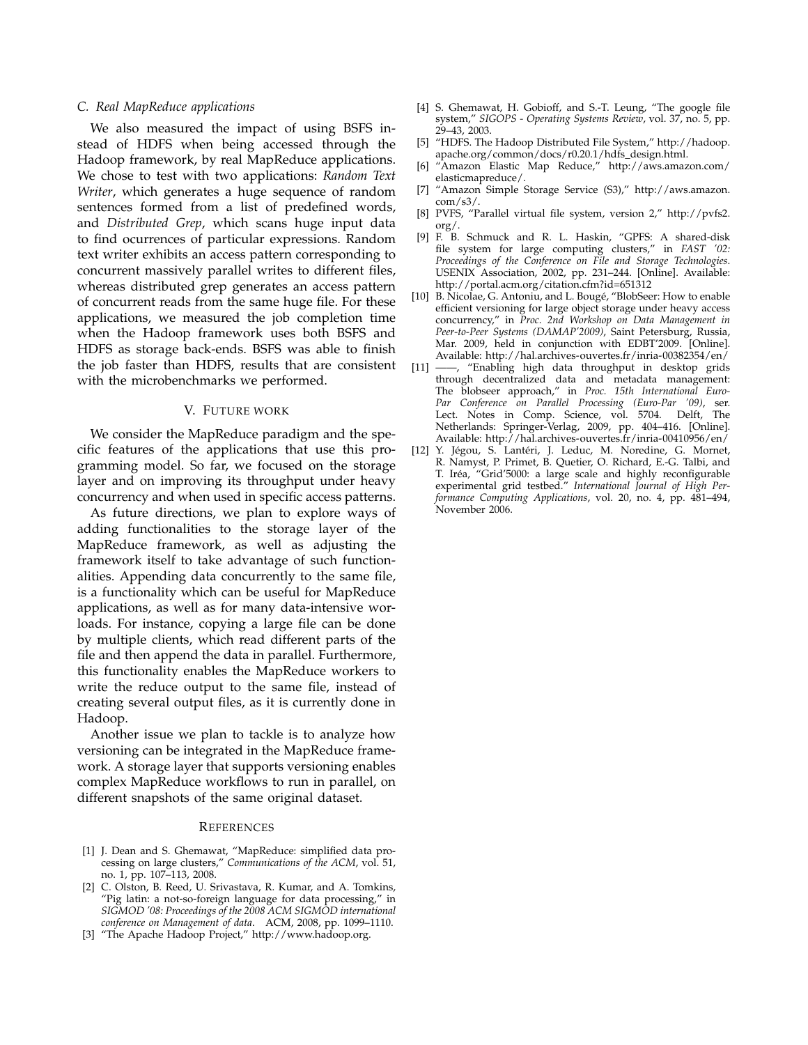### C. Real MapReduce applications

We also measured the impact of using BSFS instead of HDFS when being accessed through the Hadoop framework, by real MapReduce applications. We chose to test with two applications: *Random Text Writer*, which generates a huge sequence of random sentences formed from a list of predefined words, and *Distributed Grep*, which scans huge input data to find ocurrences of particular expressions. Random text writer exhibits an access pattern corresponding to concurrent massively parallel writes to different files, whereas distributed grep generates an access pattern of concurrent reads from the same huge file. For these applications, we measured the job completion time when the Hadoop framework uses both BSFS and HDFS as storage back-ends. BSFS was able to finish the job faster than HDFS, results that are consistent with the microbenchmarks we performed.

## V. Future work

We consider the MapReduce paradigm and the specific features of the applications that use this programming model. So far, we focused on the storage layer and on improving its throughput under heavy concurrency and when used in specific access patterns.

As future directions, we plan to explore ways of adding functionalities to the storage layer of the MapReduce framework, as well as adjusting the framework itself to take advantage of such functionalities. Appending data concurrently to the same file, is a functionality which can be useful for MapReduce applications, as well as for many data-intensive worloads. For instance, copying a large file can be done by multiple clients, which read different parts of the file and then append the data in parallel. Furthermore, this functionality enables the MapReduce workers to write the reduce output to the same file, instead of creating several output files, as it is currently done in Hadoop.

Another issue we plan to tackle is to analyze how versioning can be integrated in the MapReduce framework. A storage layer that supports versioning enables complex MapReduce workflows to run in parallel, on different snapshots of the same original dataset.

## References

[1] J. Dean and S. Ghemawat, "MapReduce: simplified data processing on large clusters," *Communications of the ACM*, vol. 51, no. 1, pp. 107–113, 2008.

[2] C. Olston, B. Reed, U. Srivastava, R. Kumar, and A. Tomkins, "Pig latin: a not-so-foreign language for data processing," in *SIGMOD '08: Proceedings of the 2008 ACM SIGMOD international conference on Management of data*. ACM, 2008, pp. 1099–1110.

[3] "The Apache Hadoop Project," http://www.hadoop.org.

[4] S. Ghemawat, H. Gobioff, and S.-T. Leung, "The google file system," *SIGOPS - Operating Systems Review*, vol. 37, no. 5, pp. 29–43, 2003.

[5] "HDFS. The Hadoop Distributed File System," http://hadoop.apache.org/common/docs/r0.20.1/hdfs_design.html.

[6] "Amazon Elastic Map Reduce," http://aws.amazon.com/elasticmapreduce/.

[7] "Amazon Simple Storage Service (S3)," http://aws.amazon.com/s3/.

[8] PVFS, "Parallel virtual file system, version 2," http://pvfs2.org/.

[9] F. B. Schmuck and R. L. Haskin, "GPFS: A shared-disk file system for large computing clusters," in *FAST '02: Proceedings of the Conference on File and Storage Technologies*. USENIX Association, 2002, pp. 231–244. [Online]. Available: http://portal.acm.org/citation.cfm?id=651312

[10] B. Nicolae, G. Antoniu, and L. Bougé, "BlobSeer: How to enable efficient versioning for large object storage under heavy access concurrency," in *Proc. 2nd Workshop on Data Management in Peer-to-Peer Systems (DAMAP'2009)*, Saint Petersburg, Russia, Mar. 2009, held in conjunction with EDBT'2009. [Online]. Available: http://hal.archives-ouvertes.fr/inria-00382354/en/

[11] ——, "Enabling high data throughput in desktop grids through decentralized data and metadata management: The blobseer approach," in *Proc. 15th International Euro-Par Conference on Parallel Processing (Euro-Par '09)*, ser. Lect. Notes in Comp. Science, vol. 5704. Delft, The Netherlands: Springer-Verlag, 2009, pp. 404–416. [Online]. Available: http://hal.archives-ouvertes.fr/inria-00410956/en/

[12] Y. Jégou, S. Lantéri, J. Leduc, M. Noredine, G. Mornet, R. Namyst, P. Primet, B. Quetier, O. Richard, E.-G. Talbi, and T. Iréa, "Grid'5000: a large scale and highly reconfigurable experimental grid testbed." *International Journal of High Performance Computing Applications*, vol. 20, no. 4, pp. 481–494, November 2006.